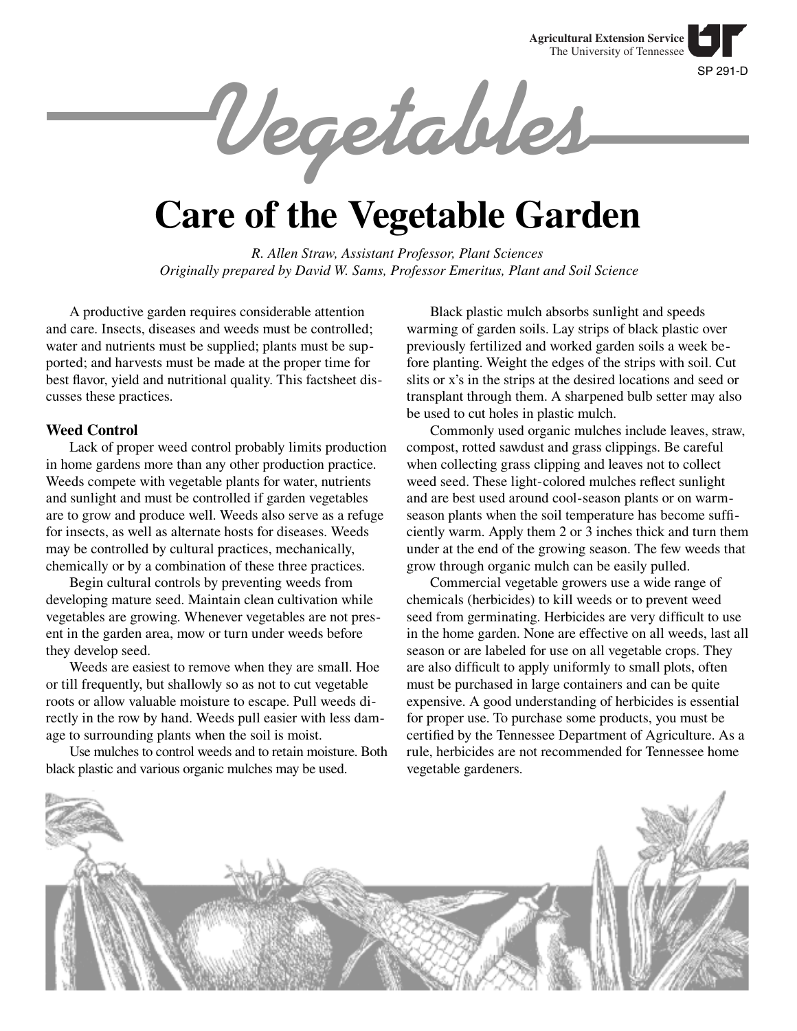Agricultural Extension Service
The University of Tennessee

SP 291-D

# Vegetables

# Care of the Vegetable Garden

*R. Allen Straw, Assistant Professor, Plant Sciences*
*Originally prepared by David W. Sams, Professor Emeritus, Plant and Soil Science*

A productive garden requires considerable attention and care. Insects, diseases and weeds must be controlled; water and nutrients must be supplied; plants must be supported; and harvests must be made at the proper time for best flavor, yield and nutritional quality. This factsheet discusses these practices.

## Weed Control

Lack of proper weed control probably limits production in home gardens more than any other production practice. Weeds compete with vegetable plants for water, nutrients and sunlight and must be controlled if garden vegetables are to grow and produce well. Weeds also serve as a refuge for insects, as well as alternate hosts for diseases. Weeds may be controlled by cultural practices, mechanically, chemically or by a combination of these three practices.

Begin cultural controls by preventing weeds from developing mature seed. Maintain clean cultivation while vegetables are growing. Whenever vegetables are not present in the garden area, mow or turn under weeds before they develop seed.

Weeds are easiest to remove when they are small. Hoe or till frequently, but shallowly so as not to cut vegetable roots or allow valuable moisture to escape. Pull weeds directly in the row by hand. Weeds pull easier with less damage to surrounding plants when the soil is moist.

Use mulches to control weeds and to retain moisture. Both black plastic and various organic mulches may be used.

Black plastic mulch absorbs sunlight and speeds warming of garden soils. Lay strips of black plastic over previously fertilized and worked garden soils a week before planting. Weight the edges of the strips with soil. Cut slits or x's in the strips at the desired locations and seed or transplant through them. A sharpened bulb setter may also be used to cut holes in plastic mulch.

Commonly used organic mulches include leaves, straw, compost, rotted sawdust and grass clippings. Be careful when collecting grass clipping and leaves not to collect weed seed. These light-colored mulches reflect sunlight and are best used around cool-season plants or on warm-season plants when the soil temperature has become sufficiently warm. Apply them 2 or 3 inches thick and turn them under at the end of the growing season. The few weeds that grow through organic mulch can be easily pulled.

Commercial vegetable growers use a wide range of chemicals (herbicides) to kill weeds or to prevent weed seed from germinating. Herbicides are very difficult to use in the home garden. None are effective on all weeds, last all season or are labeled for use on all vegetable crops. They are also difficult to apply uniformly to small plots, often must be purchased in large containers and can be quite expensive. A good understanding of herbicides is essential for proper use. To purchase some products, you must be certified by the Tennessee Department of Agriculture. As a rule, herbicides are not recommended for Tennessee home vegetable gardeners.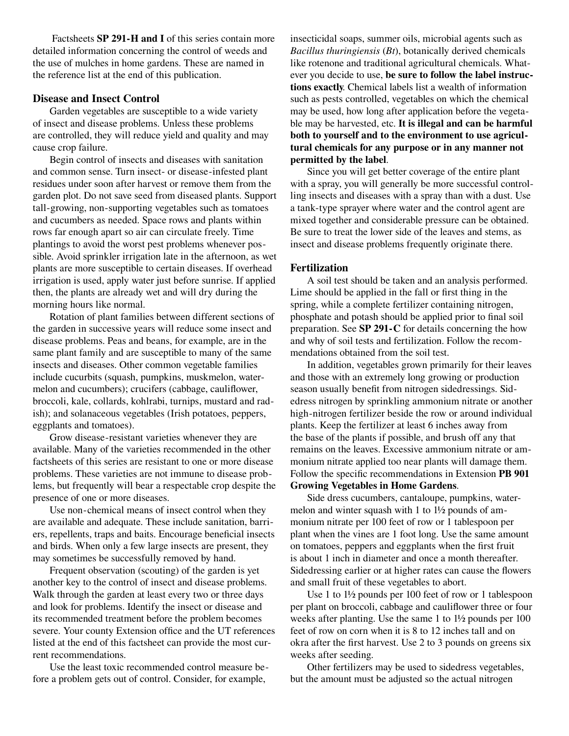Factsheets **SP 291-H and I** of this series contain more detailed information concerning the control of weeds and the use of mulches in home gardens. These are named in the reference list at the end of this publication.

## Disease and Insect Control

Garden vegetables are susceptible to a wide variety of insect and disease problems. Unless these problems are controlled, they will reduce yield and quality and may cause crop failure.

Begin control of insects and diseases with sanitation and common sense. Turn insect- or disease-infested plant residues under soon after harvest or remove them from the garden plot. Do not save seed from diseased plants. Support tall-growing, non-supporting vegetables such as tomatoes and cucumbers as needed. Space rows and plants within rows far enough apart so air can circulate freely. Time plantings to avoid the worst pest problems whenever possible. Avoid sprinkler irrigation late in the afternoon, as wet plants are more susceptible to certain diseases. If overhead irrigation is used, apply water just before sunrise. If applied then, the plants are already wet and will dry during the morning hours like normal.

Rotation of plant families between different sections of the garden in successive years will reduce some insect and disease problems. Peas and beans, for example, are in the same plant family and are susceptible to many of the same insects and diseases. Other common vegetable families include cucurbits (squash, pumpkins, muskmelon, watermelon and cucumbers); crucifers (cabbage, cauliflower, broccoli, kale, collards, kohlrabi, turnips, mustard and radish); and solanaceous vegetables (Irish potatoes, peppers, eggplants and tomatoes).

Grow disease-resistant varieties whenever they are available. Many of the varieties recommended in the other factsheets of this series are resistant to one or more disease problems. These varieties are not immune to disease problems, but frequently will bear a respectable crop despite the presence of one or more diseases.

Use non-chemical means of insect control when they are available and adequate. These include sanitation, barriers, repellents, traps and baits. Encourage beneficial insects and birds. When only a few large insects are present, they may sometimes be successfully removed by hand.

Frequent observation (scouting) of the garden is yet another key to the control of insect and disease problems. Walk through the garden at least every two or three days and look for problems. Identify the insect or disease and its recommended treatment before the problem becomes severe. Your county Extension office and the UT references listed at the end of this factsheet can provide the most current recommendations.

Use the least toxic recommended control measure before a problem gets out of control. Consider, for example, insecticidal soaps, summer oils, microbial agents such as *Bacillus thuringiensis* (*Bt*), botanically derived chemicals like rotenone and traditional agricultural chemicals. Whatever you decide to use, **be sure to follow the label instructions exactly**. Chemical labels list a wealth of information such as pests controlled, vegetables on which the chemical may be used, how long after application before the vegetable may be harvested, etc. **It is illegal and can be harmful both to yourself and to the environment to use agricultural chemicals for any purpose or in any manner not permitted by the label**.

Since you will get better coverage of the entire plant with a spray, you will generally be more successful controlling insects and diseases with a spray than with a dust. Use a tank-type sprayer where water and the control agent are mixed together and considerable pressure can be obtained. Be sure to treat the lower side of the leaves and stems, as insect and disease problems frequently originate there.

## Fertilization

A soil test should be taken and an analysis performed. Lime should be applied in the fall or first thing in the spring, while a complete fertilizer containing nitrogen, phosphate and potash should be applied prior to final soil preparation. See **SP 291-C** for details concerning the how and why of soil tests and fertilization. Follow the recommendations obtained from the soil test.

In addition, vegetables grown primarily for their leaves and those with an extremely long growing or production season usually benefit from nitrogen sidedressings. Sidedress nitrogen by sprinkling ammonium nitrate or another high-nitrogen fertilizer beside the row or around individual plants. Keep the fertilizer at least 6 inches away from the base of the plants if possible, and brush off any that remains on the leaves. Excessive ammonium nitrate or ammonium nitrate applied too near plants will damage them. Follow the specific recommendations in Extension **PB 901 Growing Vegetables in Home Gardens**.

Side dress cucumbers, cantaloupe, pumpkins, watermelon and winter squash with 1 to 1½ pounds of ammonium nitrate per 100 feet of row or 1 tablespoon per plant when the vines are 1 foot long. Use the same amount on tomatoes, peppers and eggplants when the first fruit is about 1 inch in diameter and once a month thereafter. Sidedressing earlier or at higher rates can cause the flowers and small fruit of these vegetables to abort.

Use 1 to 1½ pounds per 100 feet of row or 1 tablespoon per plant on broccoli, cabbage and cauliflower three or four weeks after planting. Use the same 1 to 1½ pounds per 100 feet of row on corn when it is 8 to 12 inches tall and on okra after the first harvest. Use 2 to 3 pounds on greens six weeks after seeding.

Other fertilizers may be used to sidedress vegetables, but the amount must be adjusted so the actual nitrogen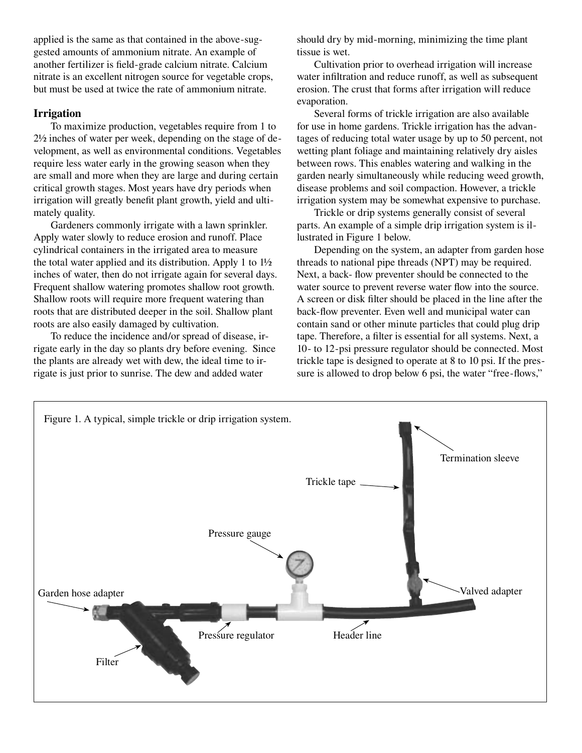applied is the same as that contained in the above-suggested amounts of ammonium nitrate. An example of another fertilizer is field-grade calcium nitrate. Calcium nitrate is an excellent nitrogen source for vegetable crops, but must be used at twice the rate of ammonium nitrate.

### Irrigation

To maximize production, vegetables require from 1 to 2½ inches of water per week, depending on the stage of development, as well as environmental conditions. Vegetables require less water early in the growing season when they are small and more when they are large and during certain critical growth stages. Most years have dry periods when irrigation will greatly benefit plant growth, yield and ultimately quality.

Gardeners commonly irrigate with a lawn sprinkler. Apply water slowly to reduce erosion and runoff. Place cylindrical containers in the irrigated area to measure the total water applied and its distribution. Apply 1 to 1½ inches of water, then do not irrigate again for several days. Frequent shallow watering promotes shallow root growth. Shallow roots will require more frequent watering than roots that are distributed deeper in the soil. Shallow plant roots are also easily damaged by cultivation.

To reduce the incidence and/or spread of disease, irrigate early in the day so plants dry before evening. Since the plants are already wet with dew, the ideal time to irrigate is just prior to sunrise. The dew and added water should dry by mid-morning, minimizing the time plant tissue is wet.

Cultivation prior to overhead irrigation will increase water infiltration and reduce runoff, as well as subsequent erosion. The crust that forms after irrigation will reduce evaporation.

Several forms of trickle irrigation are also available for use in home gardens. Trickle irrigation has the advantages of reducing total water usage by up to 50 percent, not wetting plant foliage and maintaining relatively dry aisles between rows. This enables watering and walking in the garden nearly simultaneously while reducing weed growth, disease problems and soil compaction. However, a trickle irrigation system may be somewhat expensive to purchase.

Trickle or drip systems generally consist of several parts. An example of a simple drip irrigation system is illustrated in Figure 1 below.

Depending on the system, an adapter from garden hose threads to national pipe threads (NPT) may be required. Next, a back- flow preventer should be connected to the water source to prevent reverse water flow into the source. A screen or disk filter should be placed in the line after the back-flow preventer. Even well and municipal water can contain sand or other minute particles that could plug drip tape. Therefore, a filter is essential for all systems. Next, a 10- to 12-psi pressure regulator should be connected. Most trickle tape is designed to operate at 8 to 10 psi. If the pressure is allowed to drop below 6 psi, the water "free-flows,"

Figure 1. A typical, simple trickle or drip irrigation system.

Termination sleeve

Trickle tape

Pressure gauge

Garden hose adapter

Valved adapter

Pressure regulator

Header line

Filter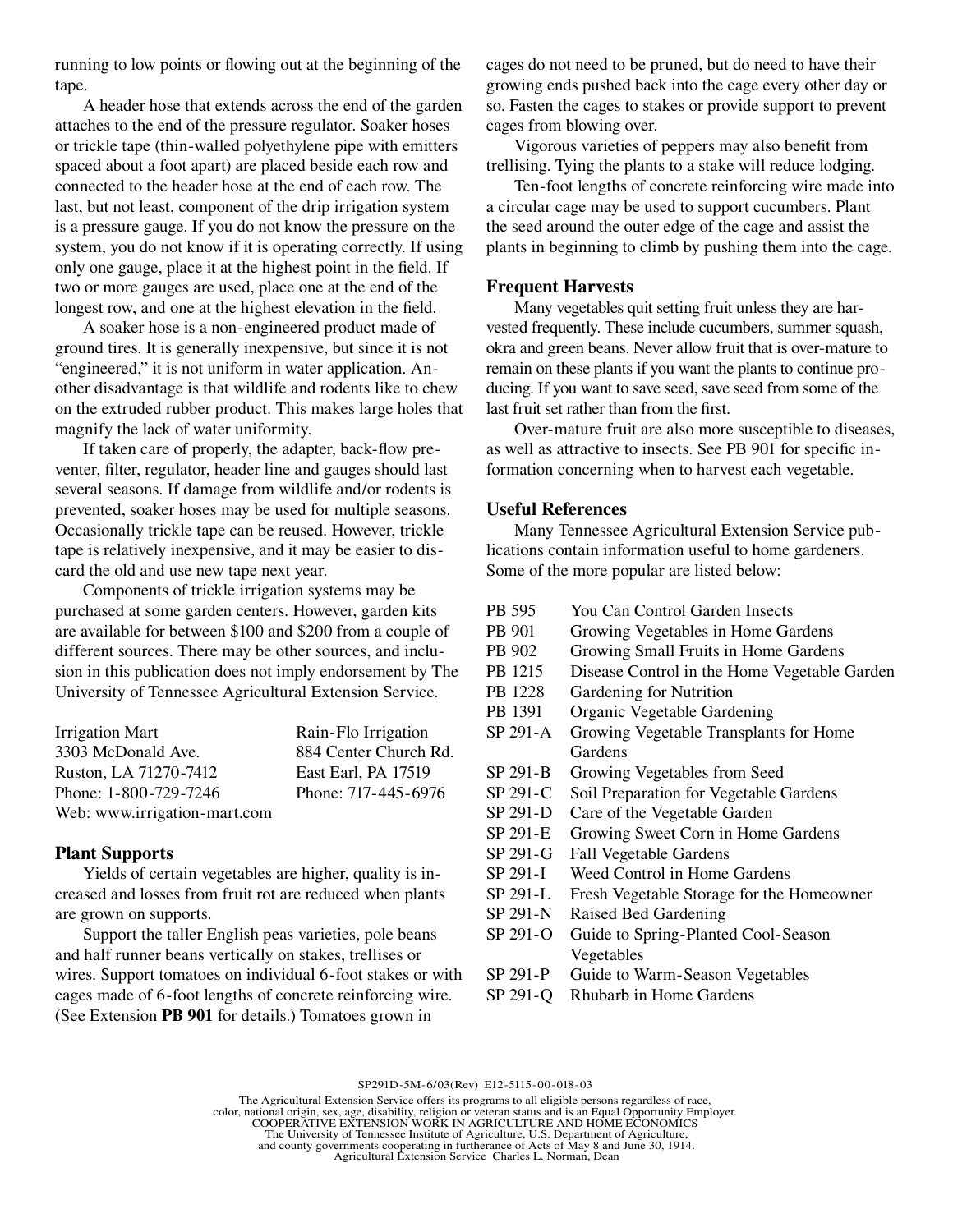running to low points or flowing out at the beginning of the tape.

A header hose that extends across the end of the garden attaches to the end of the pressure regulator. Soaker hoses or trickle tape (thin-walled polyethylene pipe with emitters spaced about a foot apart) are placed beside each row and connected to the header hose at the end of each row. The last, but not least, component of the drip irrigation system is a pressure gauge. If you do not know the pressure on the system, you do not know if it is operating correctly. If using only one gauge, place it at the highest point in the field. If two or more gauges are used, place one at the end of the longest row, and one at the highest elevation in the field.

A soaker hose is a non-engineered product made of ground tires. It is generally inexpensive, but since it is not "engineered," it is not uniform in water application. Another disadvantage is that wildlife and rodents like to chew on the extruded rubber product. This makes large holes that magnify the lack of water uniformity.

If taken care of properly, the adapter, back-flow preventer, filter, regulator, header line and gauges should last several seasons. If damage from wildlife and/or rodents is prevented, soaker hoses may be used for multiple seasons. Occasionally trickle tape can be reused. However, trickle tape is relatively inexpensive, and it may be easier to discard the old and use new tape next year.

Components of trickle irrigation systems may be purchased at some garden centers. However, garden kits are available for between $100 and $200 from a couple of different sources. There may be other sources, and inclusion in this publication does not imply endorsement by The University of Tennessee Agricultural Extension Service.

| | |
|---|---|
| Irrigation Mart | Rain-Flo Irrigation |
| 3303 McDonald Ave. | 884 Center Church Rd. |
| Ruston, LA 71270-7412 | East Earl, PA 17519 |
| Phone: 1-800-729-7246 | Phone: 717-445-6976 |
| Web: www.irrigation-mart.com | |

## Plant Supports

Yields of certain vegetables are higher, quality is increased and losses from fruit rot are reduced when plants are grown on supports.

Support the taller English peas varieties, pole beans and half runner beans vertically on stakes, trellises or wires. Support tomatoes on individual 6-foot stakes or with cages made of 6-foot lengths of concrete reinforcing wire. (See Extension **PB 901** for details.) Tomatoes grown in cages do not need to be pruned, but do need to have their growing ends pushed back into the cage every other day or so. Fasten the cages to stakes or provide support to prevent cages from blowing over.

Vigorous varieties of peppers may also benefit from trellising. Tying the plants to a stake will reduce lodging.

Ten-foot lengths of concrete reinforcing wire made into a circular cage may be used to support cucumbers. Plant the seed around the outer edge of the cage and assist the plants in beginning to climb by pushing them into the cage.

## Frequent Harvests

Many vegetables quit setting fruit unless they are harvested frequently. These include cucumbers, summer squash, okra and green beans. Never allow fruit that is over-mature to remain on these plants if you want the plants to continue producing. If you want to save seed, save seed from some of the last fruit set rather than from the first.

Over-mature fruit are also more susceptible to diseases, as well as attractive to insects. See PB 901 for specific information concerning when to harvest each vegetable.

## Useful References

Many Tennessee Agricultural Extension Service publications contain information useful to home gardeners. Some of the more popular are listed below:

| | |
|---|---|
| PB 595 | You Can Control Garden Insects |
| PB 901 | Growing Vegetables in Home Gardens |
| PB 902 | Growing Small Fruits in Home Gardens |
| PB 1215 | Disease Control in the Home Vegetable Garden |
| PB 1228 | Gardening for Nutrition |
| PB 1391 | Organic Vegetable Gardening |
| SP 291-A | Growing Vegetable Transplants for Home Gardens |
| SP 291-B | Growing Vegetables from Seed |
| SP 291-C | Soil Preparation for Vegetable Gardens |
| SP 291-D | Care of the Vegetable Garden |
| SP 291-E | Growing Sweet Corn in Home Gardens |
| SP 291-G | Fall Vegetable Gardens |
| SP 291-I | Weed Control in Home Gardens |
| SP 291-L | Fresh Vegetable Storage for the Homeowner |
| SP 291-N | Raised Bed Gardening |
| SP 291-O | Guide to Spring-Planted Cool-Season Vegetables |
| SP 291-P | Guide to Warm-Season Vegetables |
| SP 291-Q | Rhubarb in Home Gardens |

SP291D-5M-6/03(Rev) E12-5115-00-018-03

The Agricultural Extension Service offers its programs to all eligible persons regardless of race, color, national origin, sex, age, disability, religion or veteran status and is an Equal Opportunity Employer.
COOPERATIVE EXTENSION WORK IN AGRICULTURE AND HOME ECONOMICS
The University of Tennessee Institute of Agriculture, U.S. Department of Agriculture, and county governments cooperating in furtherance of Acts of May 8 and June 30, 1914.
Agricultural Extension Service Charles L. Norman, Dean